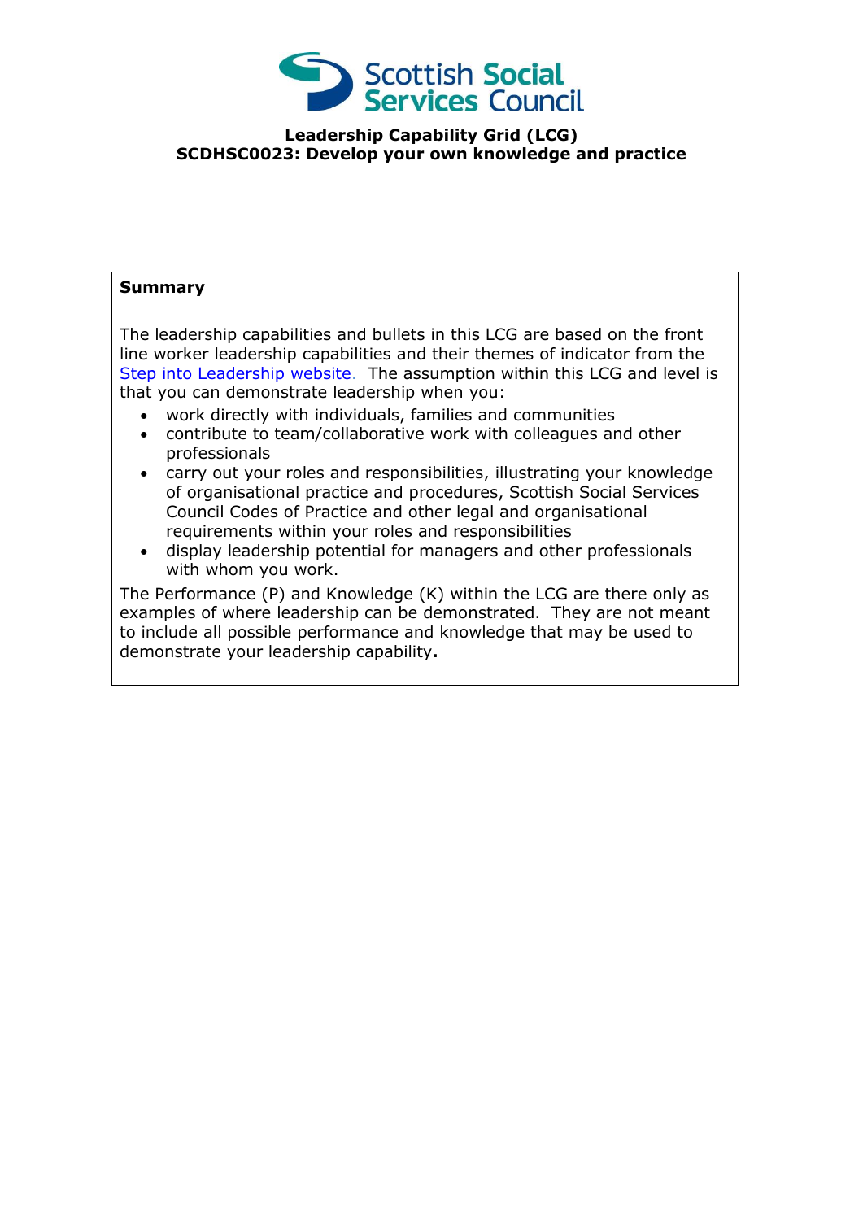# Leadership Capability Grid (LCG)
# SCDHSC0023: Develop your own knowledge and practice

**Summary**

The leadership capabilities and bullets in this LCG are based on the front line worker leadership capabilities and their themes of indicator from the Step into Leadership website. The assumption within this LCG and level is that you can demonstrate leadership when you:

- work directly with individuals, families and communities
- contribute to team/collaborative work with colleagues and other professionals
- carry out your roles and responsibilities, illustrating your knowledge of organisational practice and procedures, Scottish Social Services Council Codes of Practice and other legal and organisational requirements within your roles and responsibilities
- display leadership potential for managers and other professionals with whom you work.

The Performance (P) and Knowledge (K) within the LCG are there only as examples of where leadership can be demonstrated. They are not meant to include all possible performance and knowledge that may be used to demonstrate your leadership capability.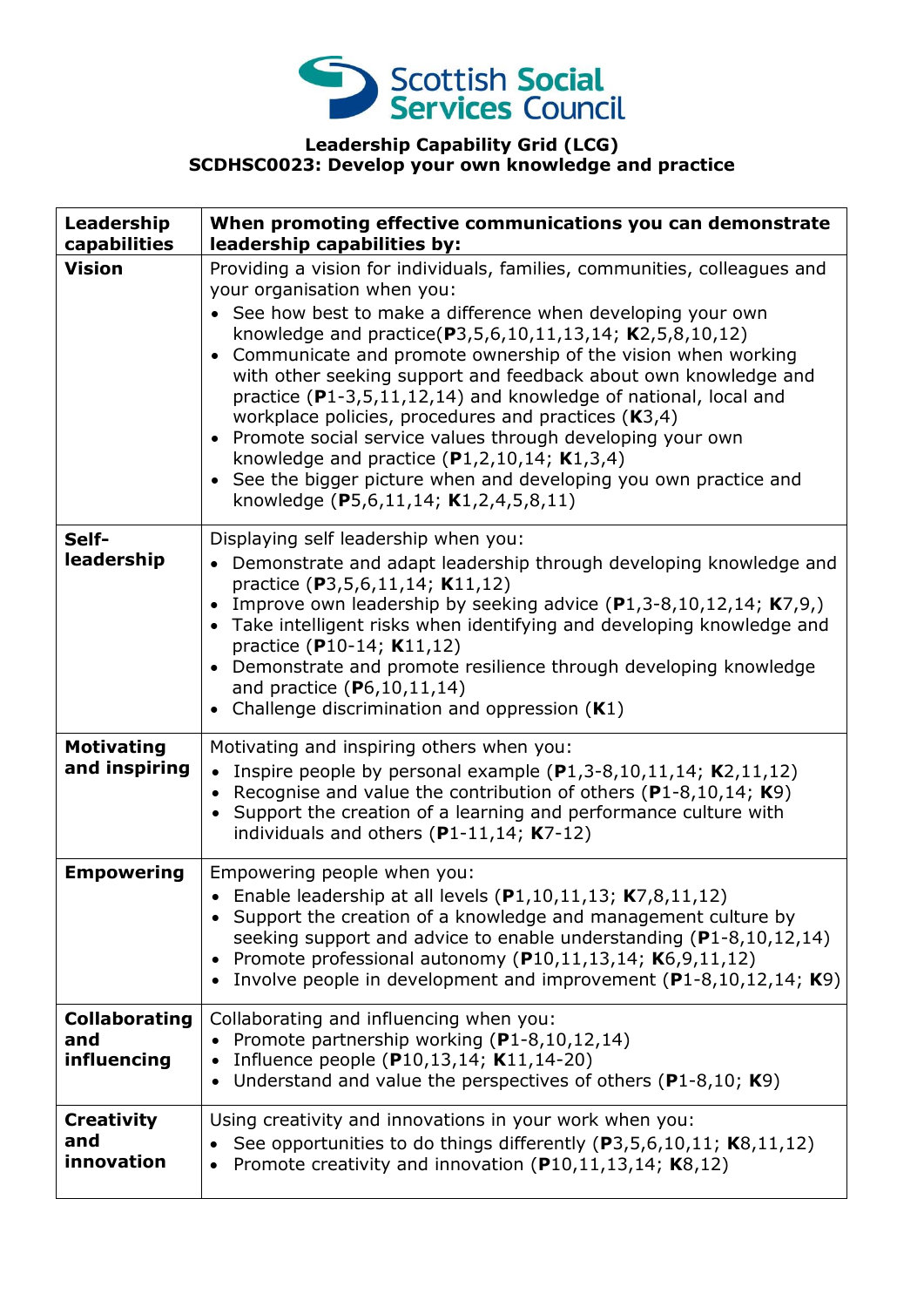**Leadership Capability Grid (LCG)**
**SCDHSC0023: Develop your own knowledge and practice**

| Leadership capabilities | When promoting effective communications you can demonstrate leadership capabilities by: |
| --- | --- |
| **Vision** | Providing a vision for individuals, families, communities, colleagues and your organisation when you: <br>• See how best to make a difference when developing your own knowledge and practice(**P**3,5,6,10,11,13,14; **K**2,5,8,10,12) <br>• Communicate and promote ownership of the vision when working with other seeking support and feedback about own knowledge and practice (**P**1-3,5,11,12,14) and knowledge of national, local and workplace policies, procedures and practices (**K**3,4) <br>• Promote social service values through developing your own knowledge and practice (**P**1,2,10,14; **K**1,3,4) <br>• See the bigger picture when and developing you own practice and knowledge (**P**5,6,11,14; **K**1,2,4,5,8,11) |
| **Self-leadership** | Displaying self leadership when you: <br>• Demonstrate and adapt leadership through developing knowledge and practice (**P**3,5,6,11,14; **K**11,12) <br>• Improve own leadership by seeking advice (**P**1,3-8,10,12,14; **K**7,9,) <br>• Take intelligent risks when identifying and developing knowledge and practice (**P**10-14; **K**11,12) <br>• Demonstrate and promote resilience through developing knowledge and practice (**P**6,10,11,14) <br>• Challenge discrimination and oppression (**K**1) |
| **Motivating and inspiring** | Motivating and inspiring others when you: <br>• Inspire people by personal example (**P**1,3-8,10,11,14; **K**2,11,12) <br>• Recognise and value the contribution of others (**P**1-8,10,14; **K**9) <br>• Support the creation of a learning and performance culture with individuals and others (**P**1-11,14; **K**7-12) |
| **Empowering** | Empowering people when you: <br>• Enable leadership at all levels (**P**1,10,11,13; **K**7,8,11,12) <br>• Support the creation of a knowledge and management culture by seeking support and advice to enable understanding (**P**1-8,10,12,14) <br>• Promote professional autonomy (**P**10,11,13,14; **K**6,9,11,12) <br>• Involve people in development and improvement (**P**1-8,10,12,14; **K**9) |
| **Collaborating and influencing** | Collaborating and influencing when you: <br>• Promote partnership working (**P**1-8,10,12,14) <br>• Influence people (**P**10,13,14; **K**11,14-20) <br>• Understand and value the perspectives of others (**P**1-8,10; **K**9) |
| **Creativity and innovation** | Using creativity and innovations in your work when you: <br>• See opportunities to do things differently (**P**3,5,6,10,11; **K**8,11,12) <br>• Promote creativity and innovation (**P**10,11,13,14; **K**8,12) |